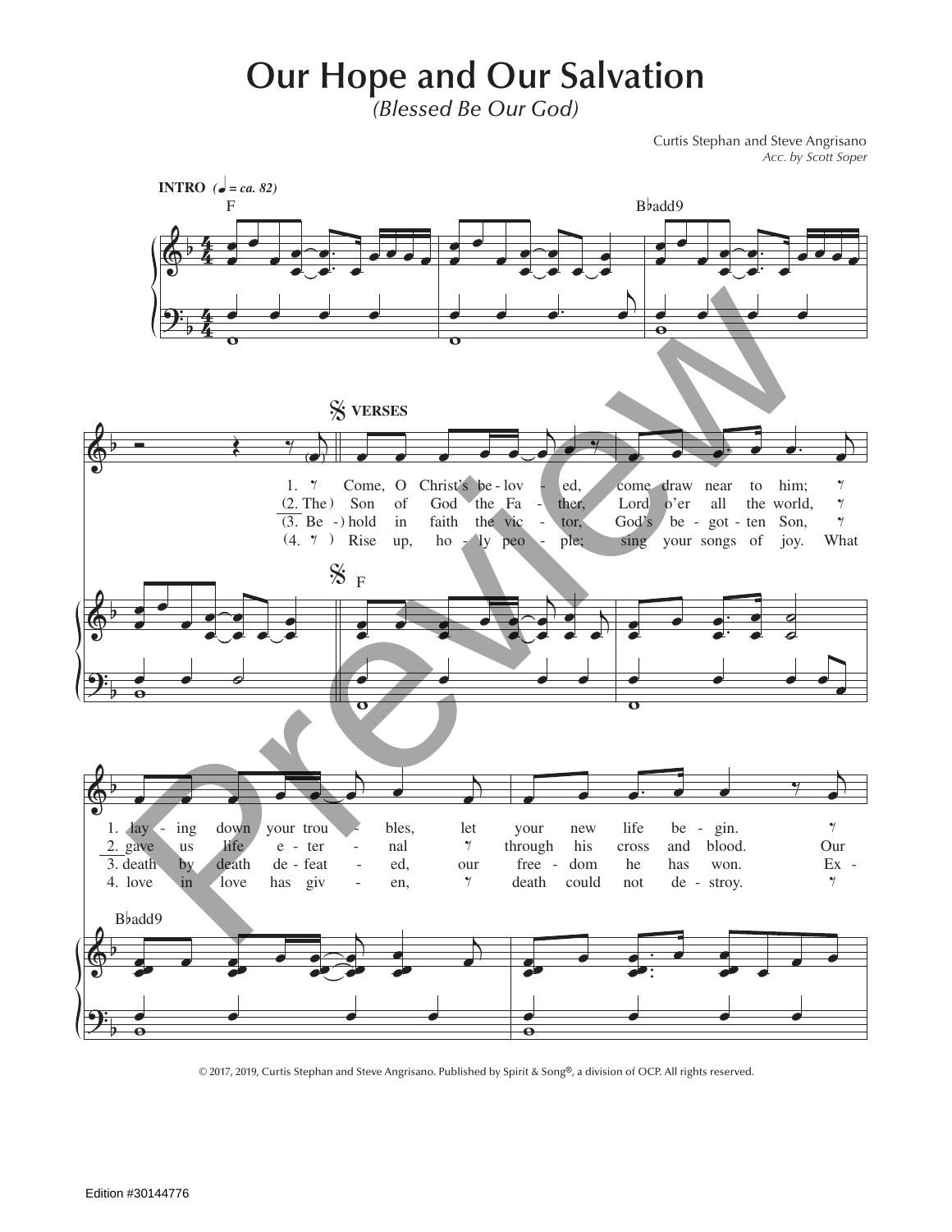# Our Hope and Our Salvation

*(Blessed Be Our God)*

Curtis Stephan and Steve Angrisano
*Acc. by Scott Soper*

**INTRO** (♩ = ca. 82)

F — B♭add9

**VERSES**

1. Come, O Christ's be - lov - ed, come draw near to him; lay - ing down your trou - bles, let your new life be - gin.
2. The Son of God the Fa - ther, Lord o'er all the world, gave us life e - ter - nal through his cross and blood. Our
3. Be - hold in faith the vic - tor, God's be - got - ten Son, death by death de - feat - ed, our free - dom he has won. Ex -
4. Rise up, ho - ly peo - ple; sing your songs of joy. What love in love has giv - en, death could not de - stroy.

© 2017, 2019, Curtis Stephan and Steve Angrisano. Published by Spirit & Song®, a division of OCP. All rights reserved.

Edition #30144776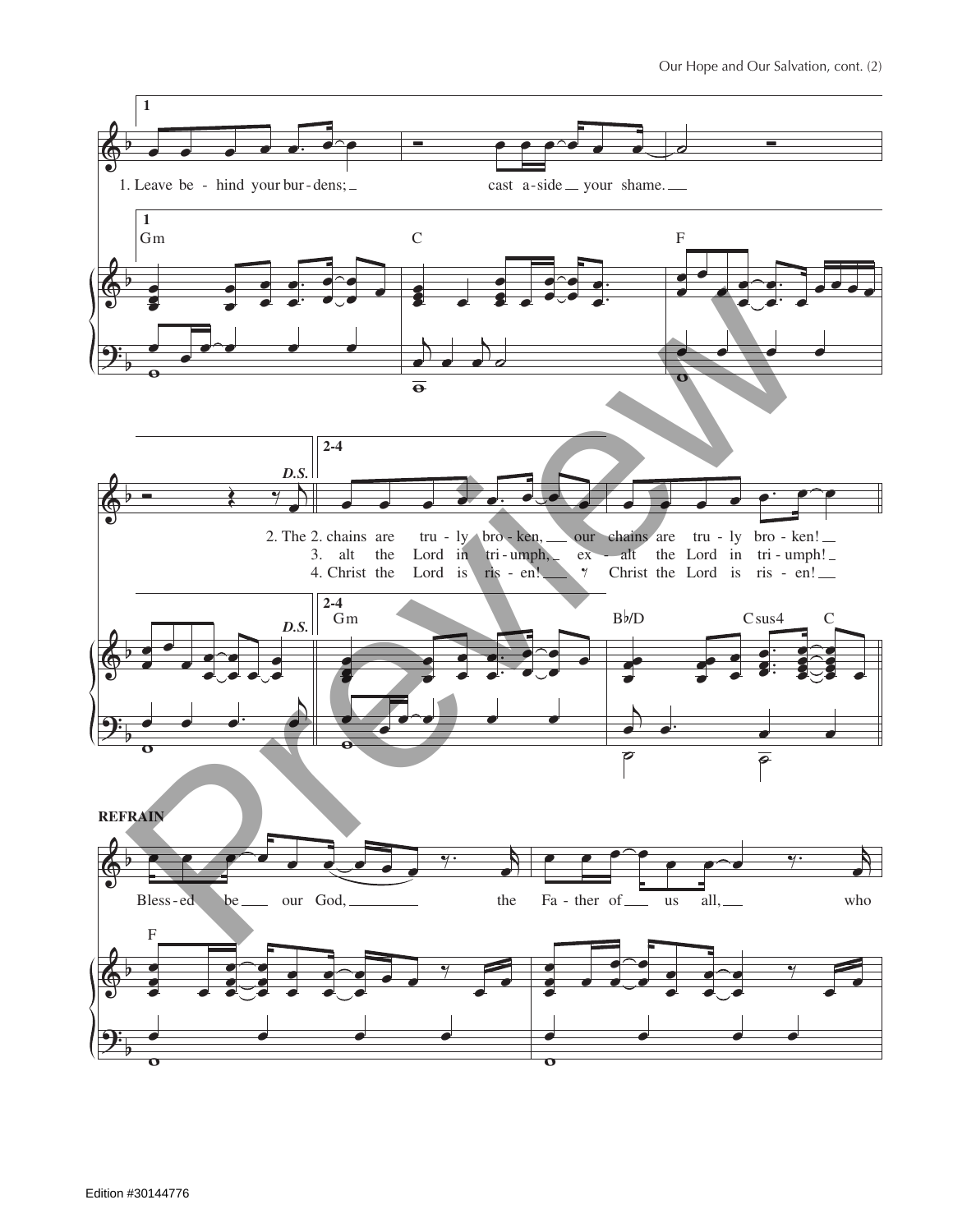1. Leave be - hind your bur - dens; cast a - side your shame.

2. The 2. chains are tru - ly bro - ken, our chains are tru - ly bro - ken!
3. alt the Lord in tri - umph, ex - alt the Lord in tri - umph!
4. Christ the Lord is ris - en! Christ the Lord is ris - en!

**REFRAIN**

Bless - ed be our God, the Fa - ther of us all, who

Edition #30144776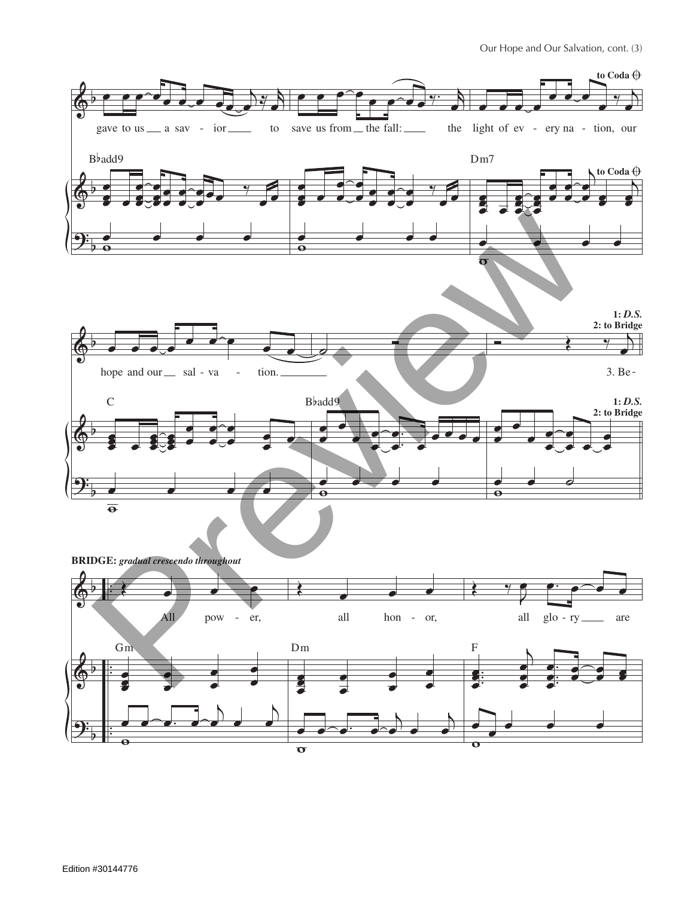gave to us a sav - ior to save us from the fall: the light of ev - ery na - tion, our

B♭add9 Dm7

to Coda

hope and our sal - va - tion. 3. Be-

C B♭add9

1: *D.S.*
2: to Bridge

**BRIDGE:** *gradual crescendo throughout*

All pow - er, all hon - or, all glo - ry are

Gm Dm F

Edition #30144776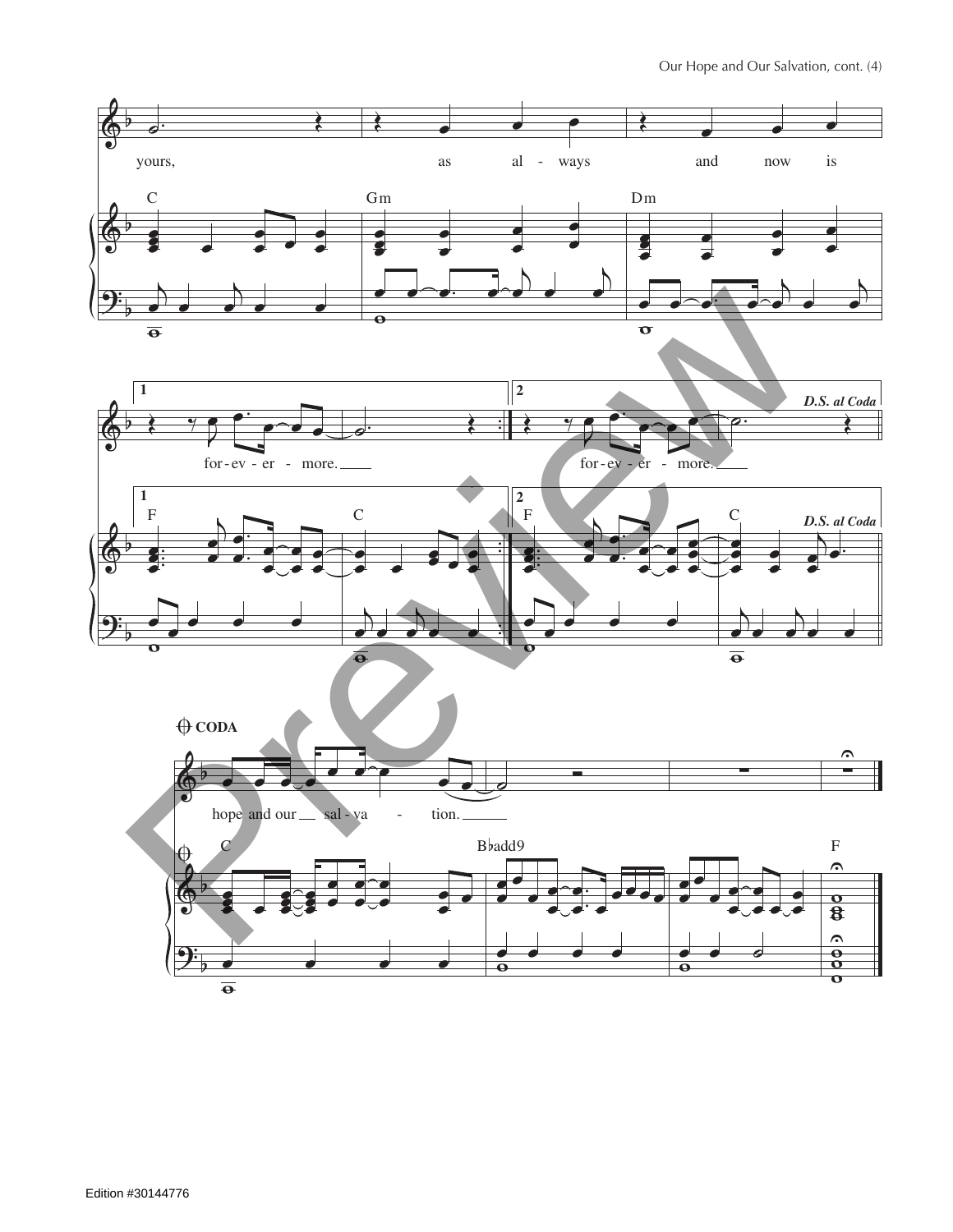yours, as al - ways and now is

C Gm Dm

1 2 *D.S. al Coda*

for - ev - er - more. for - ev - er - more.

F C F C

𝄌 CODA

hope and our sal - va - tion.

C B♭add9 F